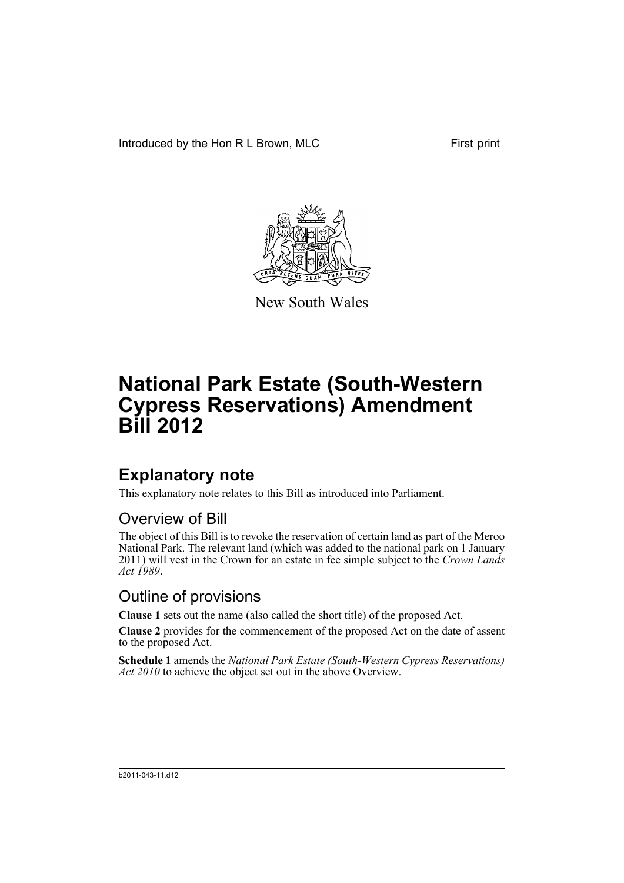Introduced by the Hon R L Brown, MLC

First print

New South Wales

# National Park Estate (South-Western Cypress Reservations) Amendment Bill 2012

## Explanatory note

This explanatory note relates to this Bill as introduced into Parliament.

### Overview of Bill

The object of this Bill is to revoke the reservation of certain land as part of the Meroo National Park. The relevant land (which was added to the national park on 1 January 2011) will vest in the Crown for an estate in fee simple subject to the *Crown Lands Act 1989*.

### Outline of provisions

**Clause 1** sets out the name (also called the short title) of the proposed Act.

**Clause 2** provides for the commencement of the proposed Act on the date of assent to the proposed Act.

**Schedule 1** amends the *National Park Estate (South-Western Cypress Reservations) Act 2010* to achieve the object set out in the above Overview.

b2011-043-11.d12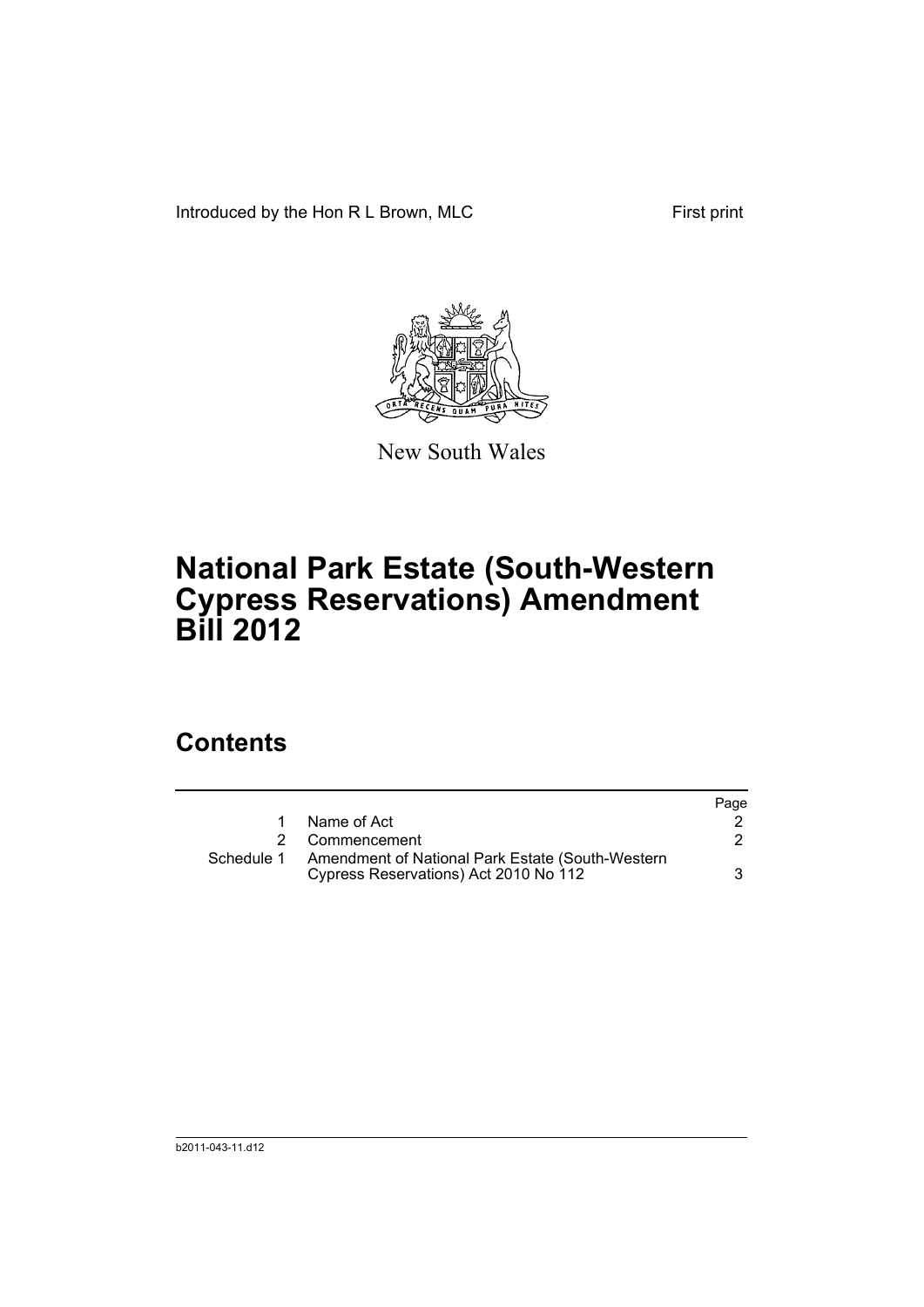Introduced by the Hon R L Brown, MLC First print

New South Wales

# National Park Estate (South-Western Cypress Reservations) Amendment Bill 2012

## Contents

| | | Page |
|---|---|---|
| 1 | Name of Act | 2 |
| 2 | Commencement | 2 |
| Schedule 1 | Amendment of National Park Estate (South-Western Cypress Reservations) Act 2010 No 112 | 3 |

b2011-043-11.d12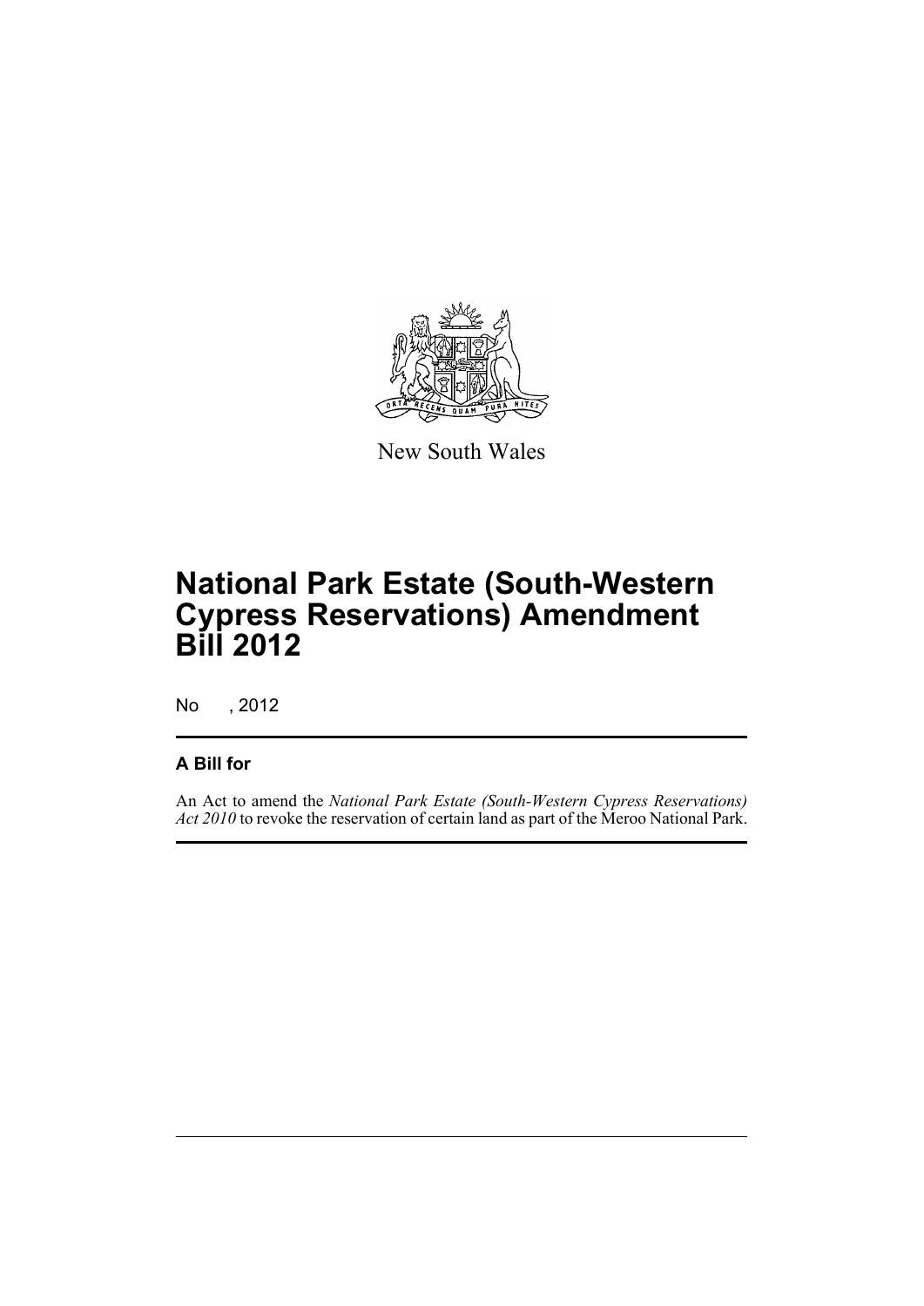New South Wales

# National Park Estate (South-Western Cypress Reservations) Amendment Bill 2012

No , 2012

## A Bill for

An Act to amend the *National Park Estate (South-Western Cypress Reservations) Act 2010* to revoke the reservation of certain land as part of the Meroo National Park.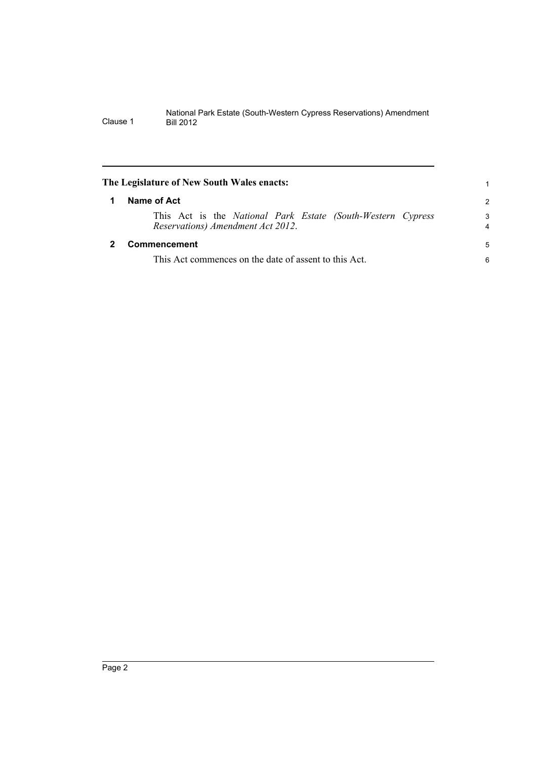**The Legislature of New South Wales enacts:**

## 1 Name of Act

This Act is the *National Park Estate (South-Western Cypress Reservations) Amendment Act 2012*.

## 2 Commencement

This Act commences on the date of assent to this Act.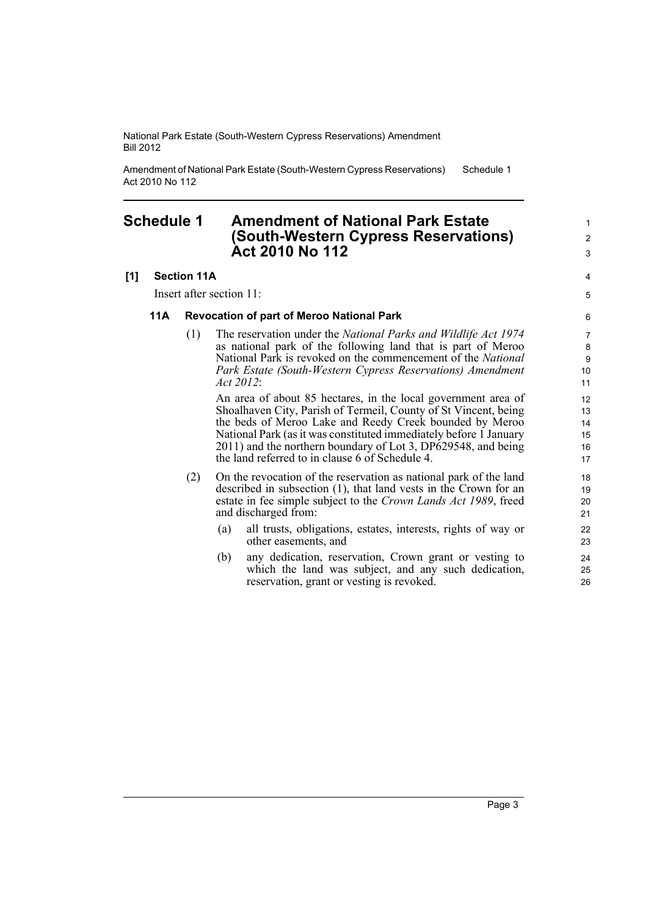# Schedule 1 Amendment of National Park Estate (South-Western Cypress Reservations) Act 2010 No 112

**[1] Section 11A**

Insert after section 11:

### 11A Revocation of part of Meroo National Park

(1) The reservation under the *National Parks and Wildlife Act 1974* as national park of the following land that is part of Meroo National Park is revoked on the commencement of the *National Park Estate (South-Western Cypress Reservations) Amendment Act 2012*:

An area of about 85 hectares, in the local government area of Shoalhaven City, Parish of Termeil, County of St Vincent, being the beds of Meroo Lake and Reedy Creek bounded by Meroo National Park (as it was constituted immediately before 1 January 2011) and the northern boundary of Lot 3, DP629548, and being the land referred to in clause 6 of Schedule 4.

(2) On the revocation of the reservation as national park of the land described in subsection (1), that land vests in the Crown for an estate in fee simple subject to the *Crown Lands Act 1989*, freed and discharged from:

(a) all trusts, obligations, estates, interests, rights of way or other easements, and

(b) any dedication, reservation, Crown grant or vesting to which the land was subject, and any such dedication, reservation, grant or vesting is revoked.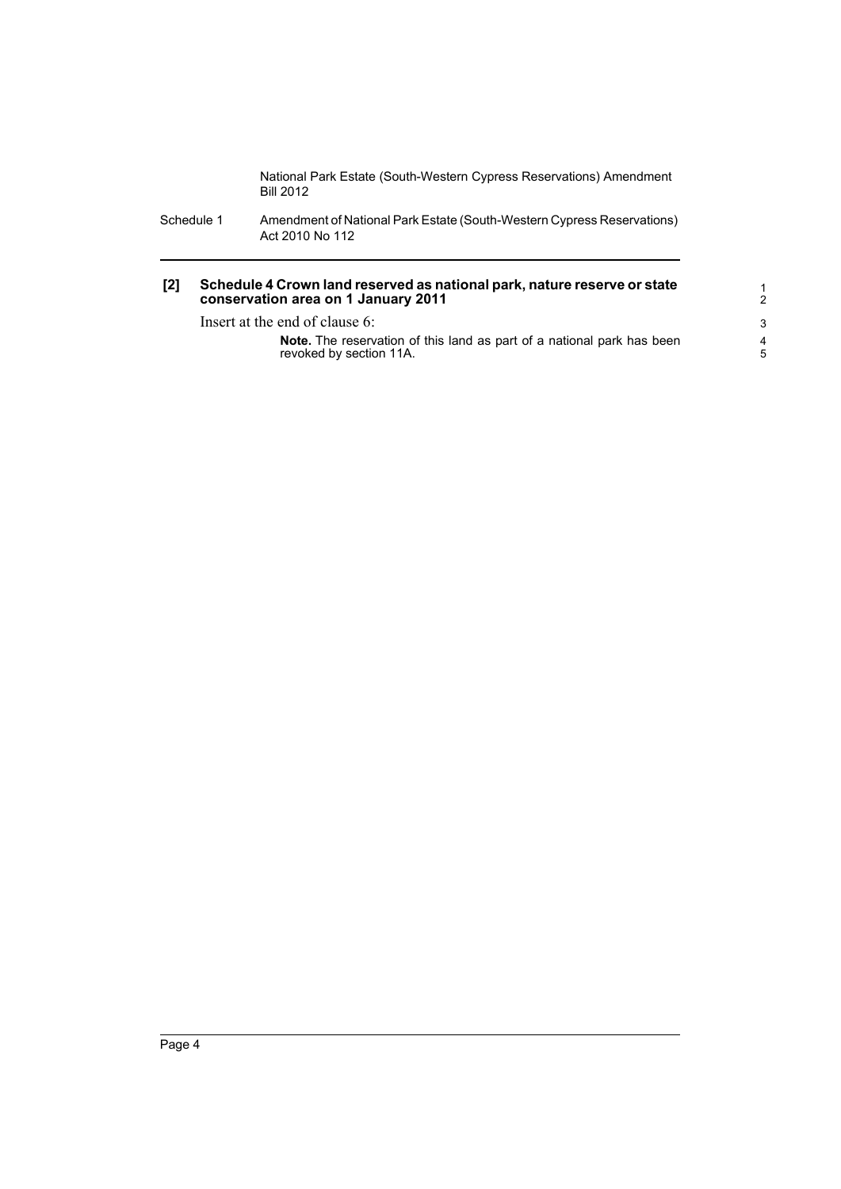**[2] Schedule 4 Crown land reserved as national park, nature reserve or state conservation area on 1 January 2011**

Insert at the end of clause 6:

> **Note.** The reservation of this land as part of a national park has been revoked by section 11A.